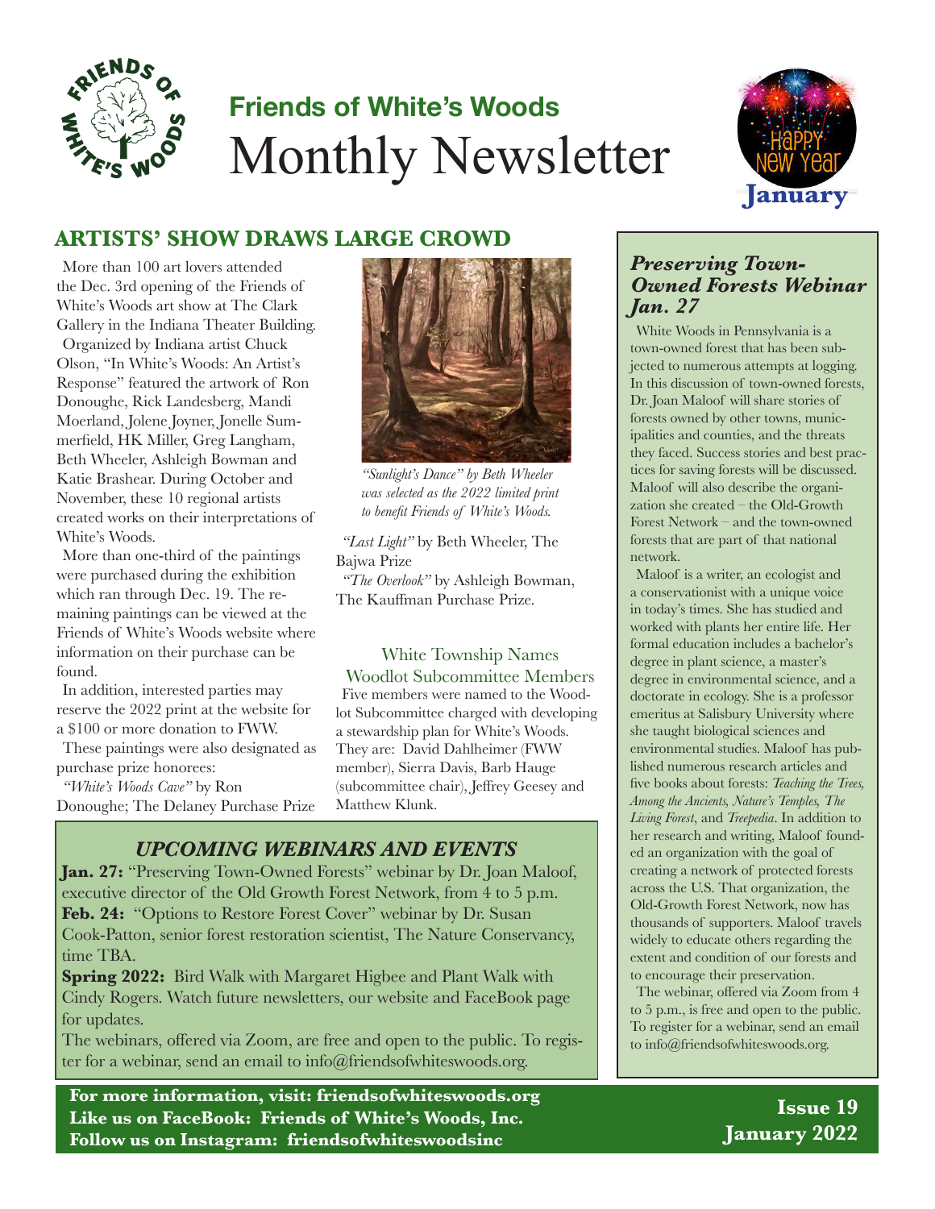# Friends of White's Woods Monthly Newsletter

**January**

## ARTISTS' SHOW DRAWS LARGE CROWD

More than 100 art lovers attended the Dec. 3rd opening of the Friends of White's Woods art show at The Clark Gallery in the Indiana Theater Building.

Organized by Indiana artist Chuck Olson, "In White's Woods: An Artist's Response" featured the artwork of Ron Donoughe, Rick Landesberg, Mandi Moerland, Jolene Joyner, Jonelle Summerfield, HK Miller, Greg Langham, Beth Wheeler, Ashleigh Bowman and Katie Brashear. During October and November, these 10 regional artists created works on their interpretations of White's Woods.

More than one-third of the paintings were purchased during the exhibition which ran through Dec. 19. The remaining paintings can be viewed at the Friends of White's Woods website where information on their purchase can be found.

In addition, interested parties may reserve the 2022 print at the website for a $100 or more donation to FWW.

These paintings were also designated as purchase prize honorees:

*"White's Woods Cave"* by Ron Donoughe; The Delaney Purchase Prize

*"Sunlight's Dance" by Beth Wheeler was selected as the 2022 limited print to benefit Friends of White's Woods.*

*"Last Light"* by Beth Wheeler, The Bajwa Prize

*"The Overlook"* by Ashleigh Bowman, The Kauffman Purchase Prize.

### White Township Names Woodlot Subcommittee Members

Five members were named to the Woodlot Subcommittee charged with developing a stewardship plan for White's Woods. They are: David Dahlheimer (FWW member), Sierra Davis, Barb Hauge (subcommittee chair), Jeffrey Geesey and Matthew Klunk.

## *UPCOMING WEBINARS AND EVENTS*

**Jan. 27:** "Preserving Town-Owned Forests" webinar by Dr. Joan Maloof, executive director of the Old Growth Forest Network, from 4 to 5 p.m.

**Feb. 24:** "Options to Restore Forest Cover" webinar by Dr. Susan Cook-Patton, senior forest restoration scientist, The Nature Conservancy, time TBA.

**Spring 2022:** Bird Walk with Margaret Higbee and Plant Walk with Cindy Rogers. Watch future newsletters, our website and FaceBook page for updates.

The webinars, offered via Zoom, are free and open to the public. To register for a webinar, send an email to info@friendsofwhiteswoods.org.

## *Preserving Town-Owned Forests Webinar Jan. 27*

White Woods in Pennsylvania is a town-owned forest that has been subjected to numerous attempts at logging. In this discussion of town-owned forests, Dr. Joan Maloof will share stories of forests owned by other towns, municipalities and counties, and the threats they faced. Success stories and best practices for saving forests will be discussed. Maloof will also describe the organization she created – the Old-Growth Forest Network – and the town-owned forests that are part of that national network.

Maloof is a writer, an ecologist and a conservationist with a unique voice in today's times. She has studied and worked with plants her entire life. Her formal education includes a bachelor's degree in plant science, a master's degree in environmental science, and a doctorate in ecology. She is a professor emeritus at Salisbury University where she taught biological sciences and environmental studies. Maloof has published numerous research articles and five books about forests: *Teaching the Trees, Among the Ancients, Nature's Temples, The Living Forest*, and *Treepedia*. In addition to her research and writing, Maloof founded an organization with the goal of creating a network of protected forests across the U.S. That organization, the Old-Growth Forest Network, now has thousands of supporters. Maloof travels widely to educate others regarding the extent and condition of our forests and to encourage their preservation.

The webinar, offered via Zoom from 4 to 5 p.m., is free and open to the public. To register for a webinar, send an email to info@friendsofwhiteswoods.org.

**For more information, visit: friendsofwhiteswoods.org**
**Like us on FaceBook: Friends of White's Woods, Inc.**
**Follow us on Instagram: friendsofwhiteswoodsinc**

**Issue 19**
**January 2022**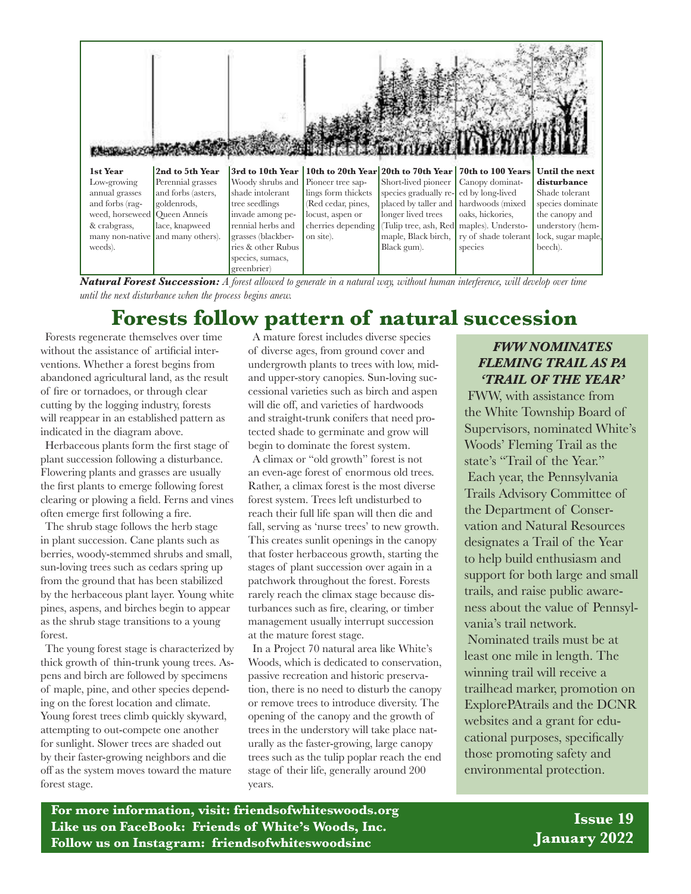| 1st Year | 2nd to 5th Year | 3rd to 10th Year | 10th to 20th Year | 20th to 70th Year | 70th to 100 Years | Until the next disturbance |
|---|---|---|---|---|---|---|
| Low-growing annual grasses and forbs (ragweed, horseweed & crabgrass, many non-native weeds). | Perennial grasses and forbs (asters, goldenrods, Queen Anne's lace, knapweed and many others). | Woody shrubs and shade intolerant tree seedlings invade among perennial herbs and grasses (blackberries & other Rubus species, sumacs, greenbrier) | Pioneer tree saplings form thickets (Red cedar, pines, locust, aspen or cherries depending on site). | Short-lived pioneer species gradually replaced by taller and longer lived trees (Tulip tree, ash, Red maple, Black birch, Black gum). | Canopy dominated by long-lived hardwoods (mixed oaks, hickories, maples). Understory of shade tolerant species | Shade tolerant species dominate the canopy and understory (hemlock, sugar maple, beech). |

***Natural Forest Succession:*** *A forest allowed to generate in a natural way, without human interference, will develop over time until the next disturbance when the process begins anew.*

# Forests follow pattern of natural succession

Forests regenerate themselves over time without the assistance of artificial interventions. Whether a forest begins from abandoned agricultural land, as the result of fire or tornadoes, or through clear cutting by the logging industry, forests will reappear in an established pattern as indicated in the diagram above.

Herbaceous plants form the first stage of plant succession following a disturbance. Flowering plants and grasses are usually the first plants to emerge following forest clearing or plowing a field. Ferns and vines often emerge first following a fire.

The shrub stage follows the herb stage in plant succession. Cane plants such as berries, woody-stemmed shrubs and small, sun-loving trees such as cedars spring up from the ground that has been stabilized by the herbaceous plant layer. Young white pines, aspens, and birches begin to appear as the shrub stage transitions to a young forest.

The young forest stage is characterized by thick growth of thin-trunk young trees. Aspens and birch are followed by specimens of maple, pine, and other species depending on the forest location and climate. Young forest trees climb quickly skyward, attempting to out-compete one another for sunlight. Slower trees are shaded out by their faster-growing neighbors and die off as the system moves toward the mature forest stage.

A mature forest includes diverse species of diverse ages, from ground cover and undergrowth plants to trees with low, mid- and upper-story canopies. Sun-loving successional varieties such as birch and aspen will die off, and varieties of hardwoods and straight-trunk conifers that need protected shade to germinate and grow will begin to dominate the forest system.

A climax or "old growth" forest is not an even-age forest of enormous old trees. Rather, a climax forest is the most diverse forest system. Trees left undisturbed to reach their full life span will then die and fall, serving as 'nurse trees' to new growth. This creates sunlit openings in the canopy that foster herbaceous growth, starting the stages of plant succession over again in a patchwork throughout the forest. Forests rarely reach the climax stage because disturbances such as fire, clearing, or timber management usually interrupt succession at the mature forest stage.

In a Project 70 natural area like White's Woods, which is dedicated to conservation, passive recreation and historic preservation, there is no need to disturb the canopy or remove trees to introduce diversity. The opening of the canopy and the growth of trees in the understory will take place naturally as the faster-growing, large canopy trees such as the tulip poplar reach the end stage of their life, generally around 200 years.

### *FWW NOMINATES FLEMING TRAIL AS PA 'TRAIL OF THE YEAR'*

FWW, with assistance from the White Township Board of Supervisors, nominated White's Woods' Fleming Trail as the state's "Trail of the Year."

Each year, the Pennsylvania Trails Advisory Committee of the Department of Conservation and Natural Resources designates a Trail of the Year to help build enthusiasm and support for both large and small trails, and raise public awareness about the value of Pennsylvania's trail network.

Nominated trails must be at least one mile in length. The winning trail will receive a trailhead marker, promotion on ExplorePAtrails and the DCNR websites and a grant for educational purposes, specifically those promoting safety and environmental protection.

**For more information, visit: friendsofwhiteswoods.org**
**Like us on FaceBook: Friends of White's Woods, Inc.**
**Follow us on Instagram: friendsofwhiteswoodsinc**

**Issue 19**
**January 2022**